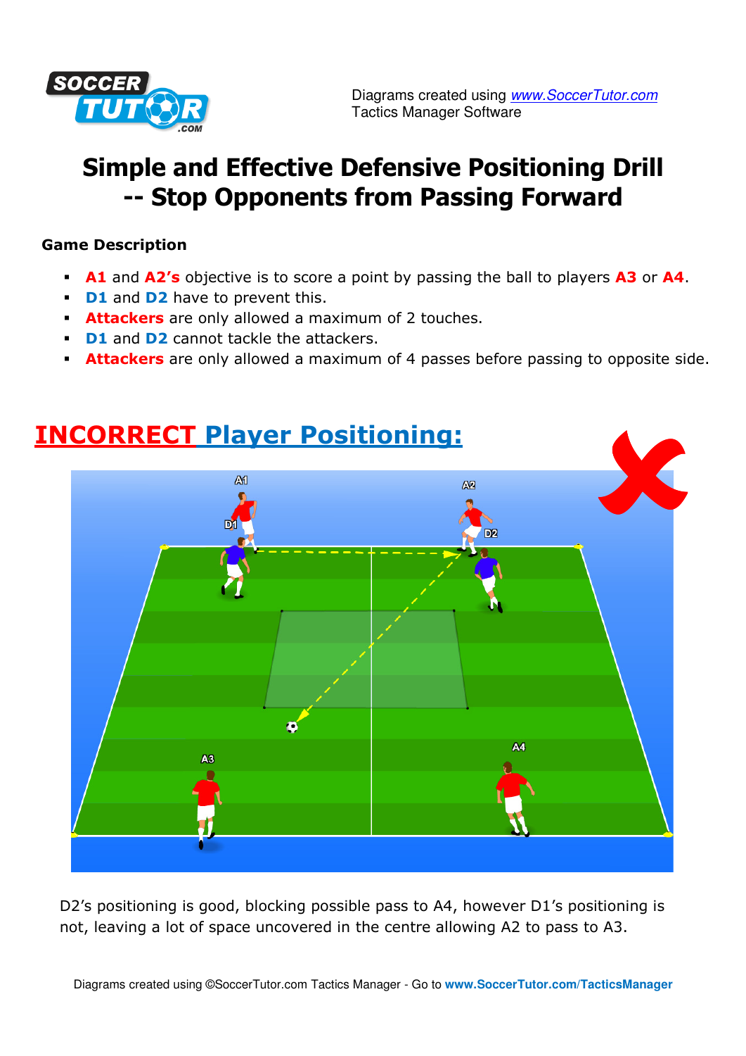Diagrams created using [www.SoccerTutor.com](www.SoccerTutor.com) Tactics Manager Software

# Simple and Effective Defensive Positioning Drill -- Stop Opponents from Passing Forward

**Game Description**

- **A1** and **A2's** objective is to score a point by passing the ball to players **A3** or **A4**.
- **D1** and **D2** have to prevent this.
- **Attackers** are only allowed a maximum of 2 touches.
- **D1** and **D2** cannot tackle the attackers.
- **Attackers** are only allowed a maximum of 4 passes before passing to opposite side.

## INCORRECT Player Positioning:

D2's positioning is good, blocking possible pass to A4, however D1's positioning is not, leaving a lot of space uncovered in the centre allowing A2 to pass to A3.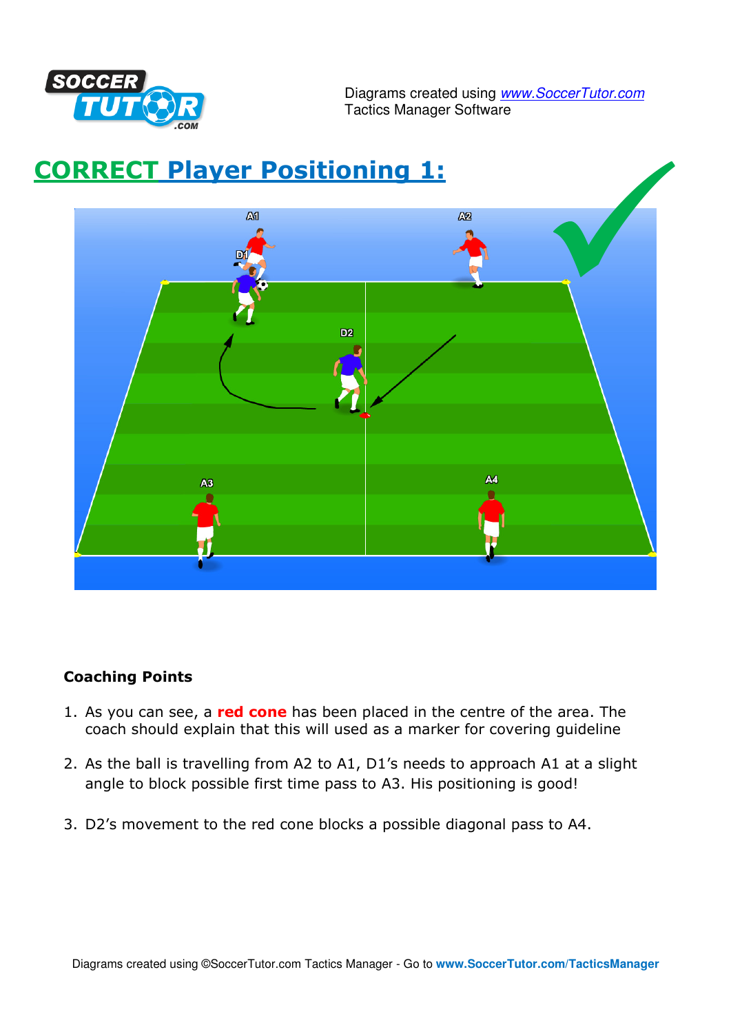Diagrams created using www.SoccerTutor.com Tactics Manager Software

## CORRECT Player Positioning 1:

### Coaching Points

1. As you can see, a **red cone** has been placed in the centre of the area. The coach should explain that this will used as a marker for covering guideline
2. As the ball is travelling from A2 to A1, D1's needs to approach A1 at a slight angle to block possible first time pass to A3. His positioning is good!
3. D2's movement to the red cone blocks a possible diagonal pass to A4.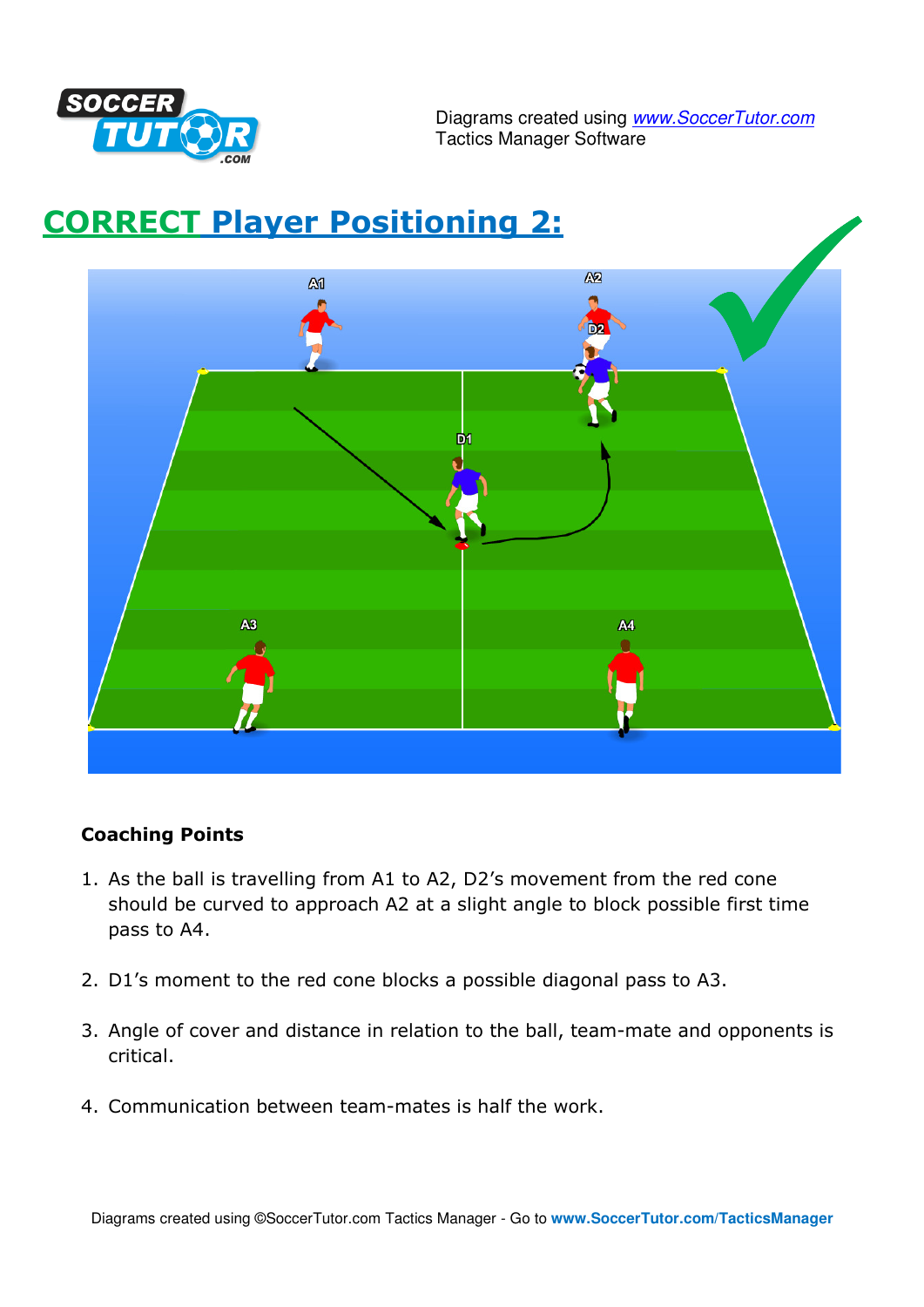Diagrams created using www.SoccerTutor.com Tactics Manager Software

## CORRECT Player Positioning 2:

A1 A2 D2 D1 A3 A4

**Coaching Points**

1. As the ball is travelling from A1 to A2, D2's movement from the red cone should be curved to approach A2 at a slight angle to block possible first time pass to A4.
2. D1's moment to the red cone blocks a possible diagonal pass to A3.
3. Angle of cover and distance in relation to the ball, team-mate and opponents is critical.
4. Communication between team-mates is half the work.

Diagrams created using ©SoccerTutor.com Tactics Manager - Go to **www.SoccerTutor.com/TacticsManager**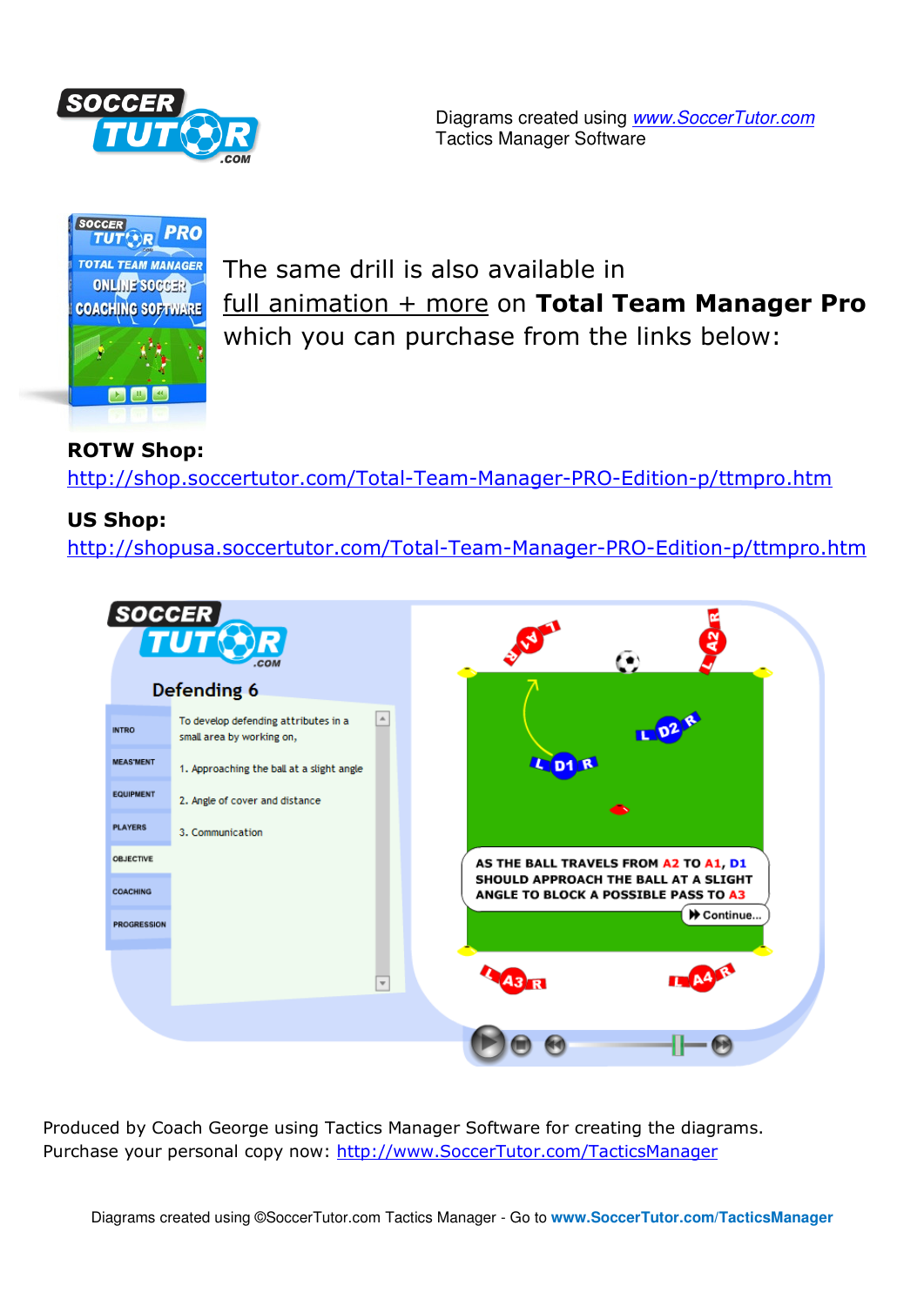Diagrams created using www.SoccerTutor.com Tactics Manager Software

The same drill is also available in full animation + more on **Total Team Manager Pro** which you can purchase from the links below:

**ROTW Shop:**
http://shop.soccertutor.com/Total-Team-Manager-PRO-Edition-p/ttmpro.htm

**US Shop:**
http://shopusa.soccertutor.com/Total-Team-Manager-PRO-Edition-p/ttmpro.htm

Produced by Coach George using Tactics Manager Software for creating the diagrams.
Purchase your personal copy now: http://www.SoccerTutor.com/TacticsManager

Diagrams created using ©SoccerTutor.com Tactics Manager - Go to **www.SoccerTutor.com/TacticsManager**